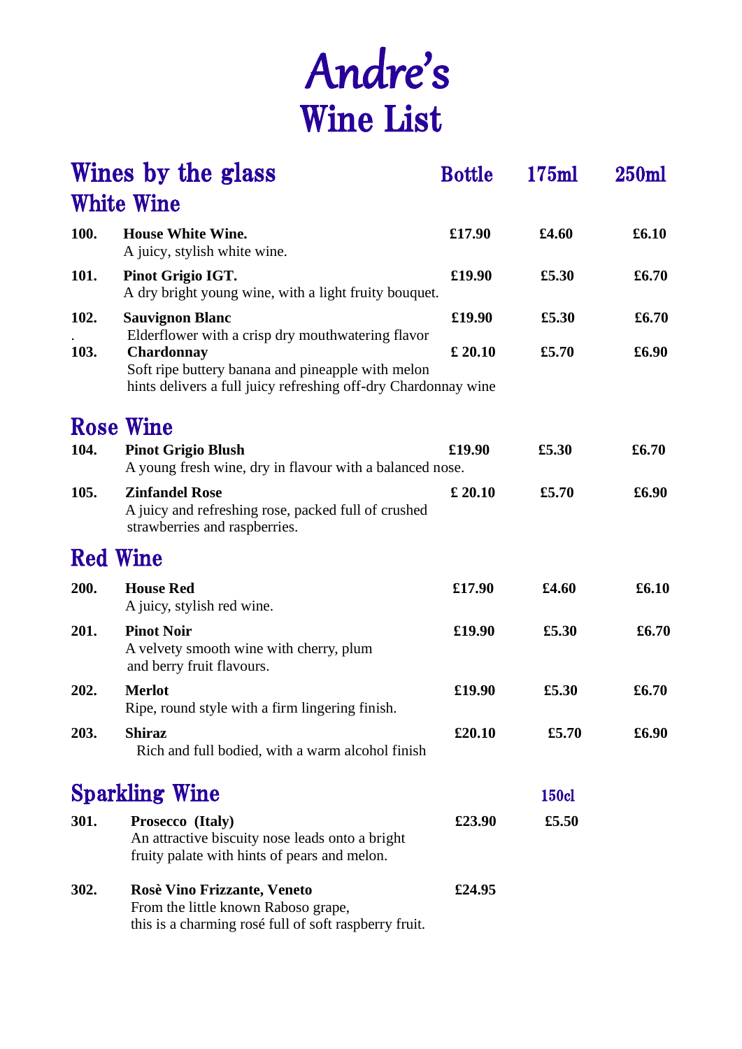# Andre's
# Wine List

## Wines by the glass

### White Wine

| No. | Wine | Bottle | 175ml | 250ml |
|---|---|---|---|---|
| 100. | **House White Wine.** A juicy, stylish white wine. | £17.90 | £4.60 | £6.10 |
| 101. | **Pinot Grigio IGT.** A dry bright young wine, with a light fruity bouquet. | £19.90 | £5.30 | £6.70 |
| 102. | **Sauvignon Blanc** Elderflower with a crisp dry mouthwatering flavor | £19.90 | £5.30 | £6.70 |
| 103. | **Chardonnay** Soft ripe buttery banana and pineapple with melon hints delivers a full juicy refreshing off-dry Chardonnay wine | £ 20.10 | £5.70 | £6.90 |

### Rose Wine

| No. | Wine | Bottle | 175ml | 250ml |
|---|---|---|---|---|
| 104. | **Pinot Grigio Blush** A young fresh wine, dry in flavour with a balanced nose. | £19.90 | £5.30 | £6.70 |
| 105. | **Zinfandel Rose** A juicy and refreshing rose, packed full of crushed strawberries and raspberries. | £ 20.10 | £5.70 | £6.90 |

### Red Wine

| No. | Wine | Bottle | 175ml | 250ml |
|---|---|---|---|---|
| 200. | **House Red** A juicy, stylish red wine. | £17.90 | £4.60 | £6.10 |
| 201. | **Pinot Noir** A velvety smooth wine with cherry, plum and berry fruit flavours. | £19.90 | £5.30 | £6.70 |
| 202. | **Merlot** Ripe, round style with a firm lingering finish. | £19.90 | £5.30 | £6.70 |
| 203. | **Shiraz** Rich and full bodied, with a warm alcohol finish | £20.10 | £5.70 | £6.90 |

### Sparkling Wine

| No. | Wine | Bottle | 150cl |
|---|---|---|---|
| 301. | **Prosecco (Italy)** An attractive biscuity nose leads onto a bright fruity palate with hints of pears and melon. | £23.90 | £5.50 |
| 302. | **Rosè Vino Frizzante, Veneto** From the little known Raboso grape, this is a charming rosé full of soft raspberry fruit. | £24.95 | |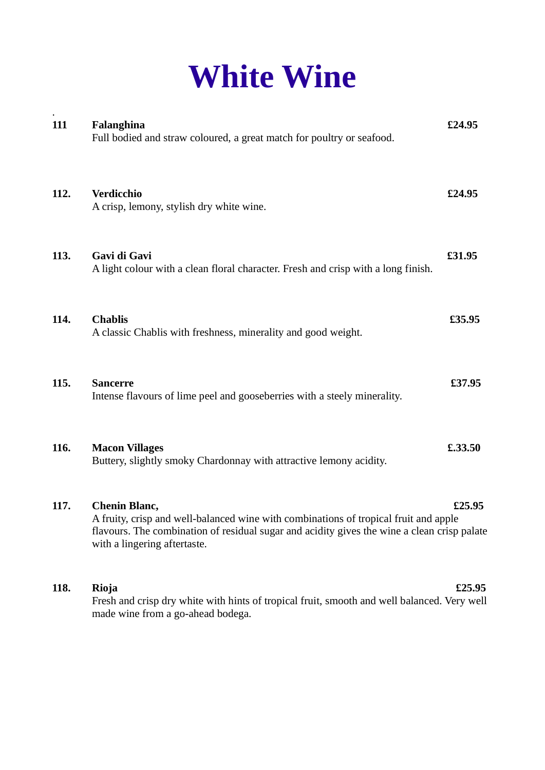# White Wine

.

**111** **Falanghina** **£24.95**
Full bodied and straw coloured, a great match for poultry or seafood.

**112.** **Verdicchio** **£24.95**
A crisp, lemony, stylish dry white wine.

**113.** **Gavi di Gavi** **£31.95**
A light colour with a clean floral character. Fresh and crisp with a long finish.

**114.** **Chablis** **£35.95**
A classic Chablis with freshness, minerality and good weight.

**115.** **Sancerre** **£37.95**
Intense flavours of lime peel and gooseberries with a steely minerality.

**116.** **Macon Villages** **£.33.50**
Buttery, slightly smoky Chardonnay with attractive lemony acidity.

**117.** **Chenin Blanc,** **£25.95**
A fruity, crisp and well-balanced wine with combinations of tropical fruit and apple flavours. The combination of residual sugar and acidity gives the wine a clean crisp palate with a lingering aftertaste.

**118.** **Rioja** **£25.95**
Fresh and crisp dry white with hints of tropical fruit, smooth and well balanced. Very well made wine from a go-ahead bodega.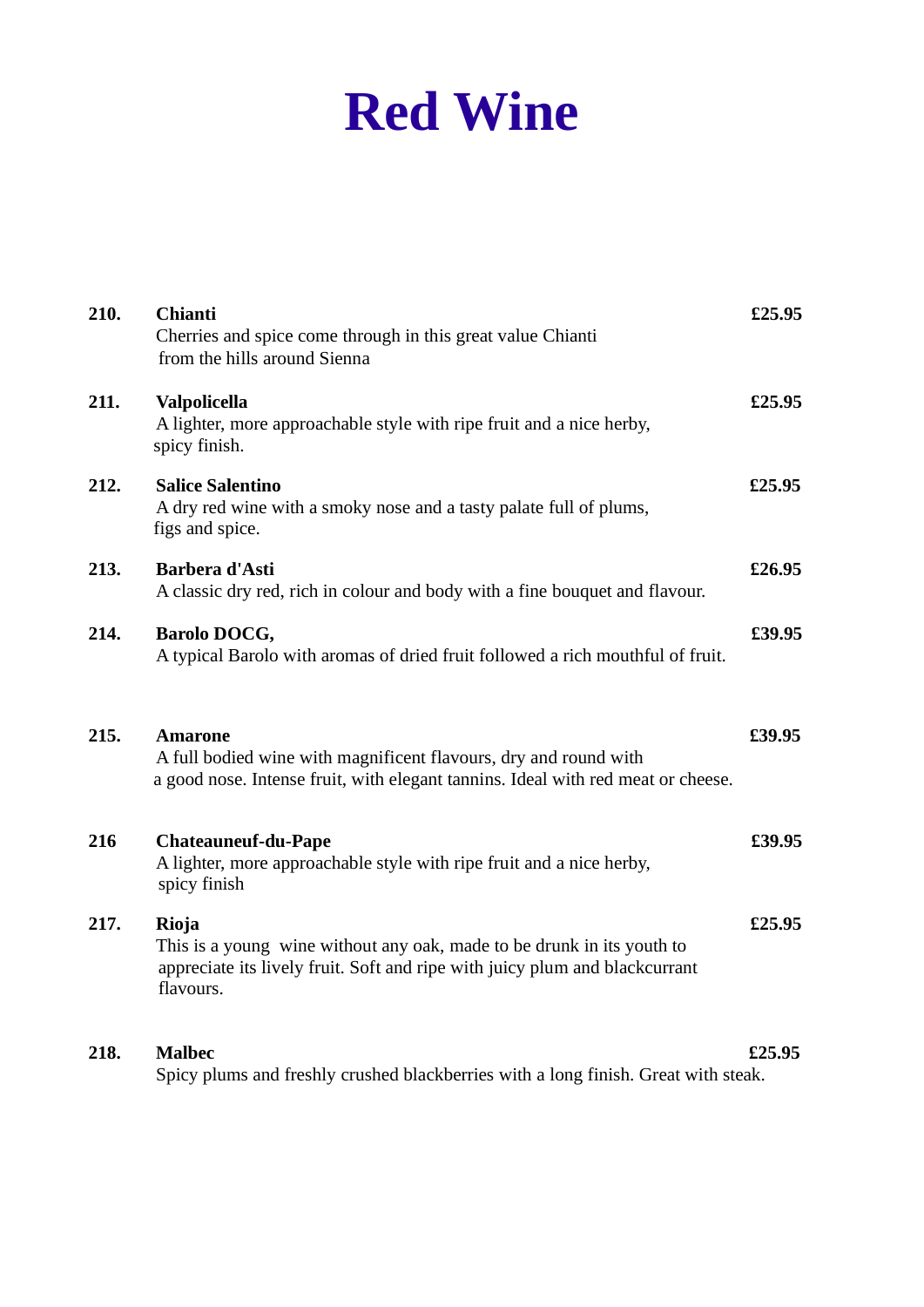# Red Wine

**210.** **Chianti** **£25.95**
Cherries and spice come through in this great value Chianti from the hills around Sienna

**211.** **Valpolicella** **£25.95**
A lighter, more approachable style with ripe fruit and a nice herby, spicy finish.

**212.** **Salice Salentino** **£25.95**
A dry red wine with a smoky nose and a tasty palate full of plums, figs and spice.

**213.** **Barbera d'Asti** **£26.95**
A classic dry red, rich in colour and body with a fine bouquet and flavour.

**214.** **Barolo DOCG,** **£39.95**
A typical Barolo with aromas of dried fruit followed a rich mouthful of fruit.

**215.** **Amarone** **£39.95**
A full bodied wine with magnificent flavours, dry and round with a good nose. Intense fruit, with elegant tannins. Ideal with red meat or cheese.

**216** **Chateauneuf-du-Pape** **£39.95**
A lighter, more approachable style with ripe fruit and a nice herby, spicy finish

**217.** **Rioja** **£25.95**
This is a young wine without any oak, made to be drunk in its youth to appreciate its lively fruit. Soft and ripe with juicy plum and blackcurrant flavours.

**218.** **Malbec** **£25.95**
Spicy plums and freshly crushed blackberries with a long finish. Great with steak.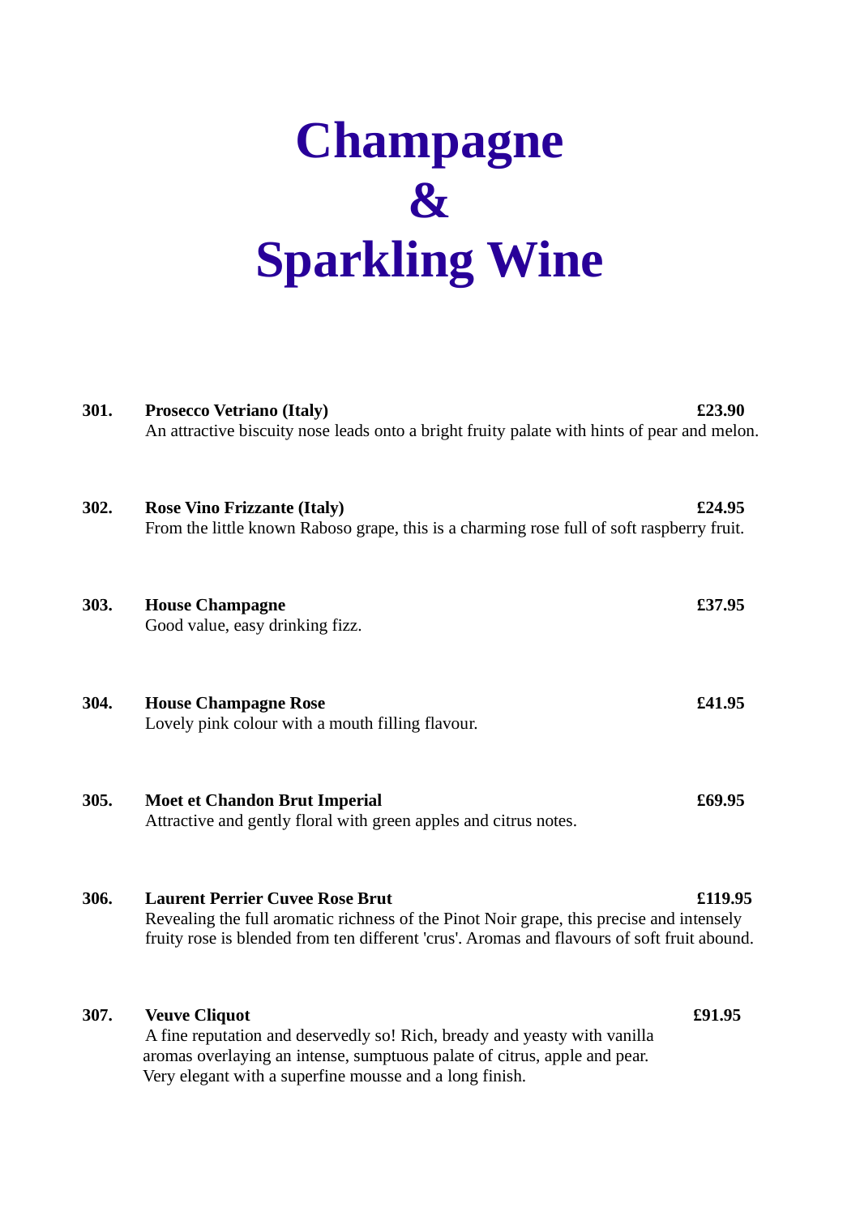# Champagne & Sparkling Wine

**301.** **Prosecco Vetriano (Italy)** **£23.90**
An attractive biscuity nose leads onto a bright fruity palate with hints of pear and melon.

**302.** **Rose Vino Frizzante (Italy)** **£24.95**
From the little known Raboso grape, this is a charming rose full of soft raspberry fruit.

**303.** **House Champagne** **£37.95**
Good value, easy drinking fizz.

**304.** **House Champagne Rose** **£41.95**
Lovely pink colour with a mouth filling flavour.

**305.** **Moet et Chandon Brut Imperial** **£69.95**
Attractive and gently floral with green apples and citrus notes.

**306.** **Laurent Perrier Cuvee Rose Brut** **£119.95**
Revealing the full aromatic richness of the Pinot Noir grape, this precise and intensely fruity rose is blended from ten different 'crus'. Aromas and flavours of soft fruit abound.

**307.** **Veuve Cliquot** **£91.95**
A fine reputation and deservedly so! Rich, bready and yeasty with vanilla aromas overlaying an intense, sumptuous palate of citrus, apple and pear. Very elegant with a superfine mousse and a long finish.